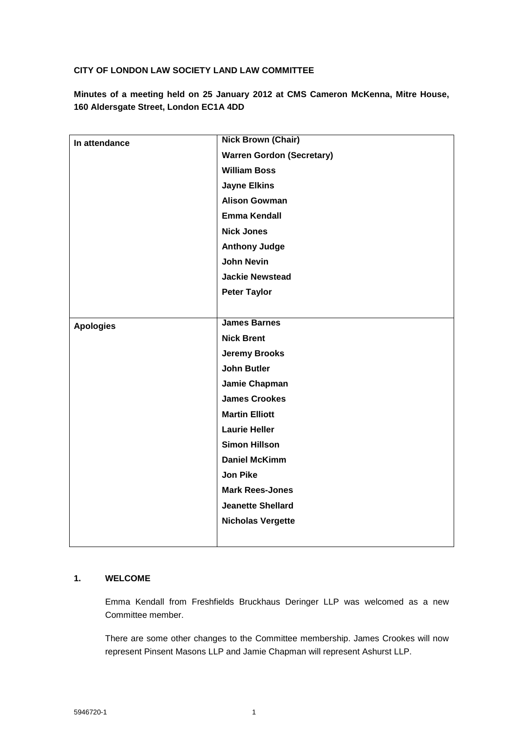**CITY OF LONDON LAW SOCIETY LAND LAW COMMITTEE**

**Minutes of a meeting held on 25 January 2012 at CMS Cameron McKenna, Mitre House, 160 Aldersgate Street, London EC1A 4DD**

| | |
|---|---|
| **In attendance** | **Nick Brown (Chair)**<br>**Warren Gordon (Secretary)**<br>**William Boss**<br>**Jayne Elkins**<br>**Alison Gowman**<br>**Emma Kendall**<br>**Nick Jones**<br>**Anthony Judge**<br>**John Nevin**<br>**Jackie Newstead**<br>**Peter Taylor** |
| **Apologies** | **James Barnes**<br>**Nick Brent**<br>**Jeremy Brooks**<br>**John Butler**<br>**Jamie Chapman**<br>**James Crookes**<br>**Martin Elliott**<br>**Laurie Heller**<br>**Simon Hillson**<br>**Daniel McKimm**<br>**Jon Pike**<br>**Mark Rees-Jones**<br>**Jeanette Shellard**<br>**Nicholas Vergette** |

## 1. WELCOME

Emma Kendall from Freshfields Bruckhaus Deringer LLP was welcomed as a new Committee member.

There are some other changes to the Committee membership. James Crookes will now represent Pinsent Masons LLP and Jamie Chapman will represent Ashurst LLP.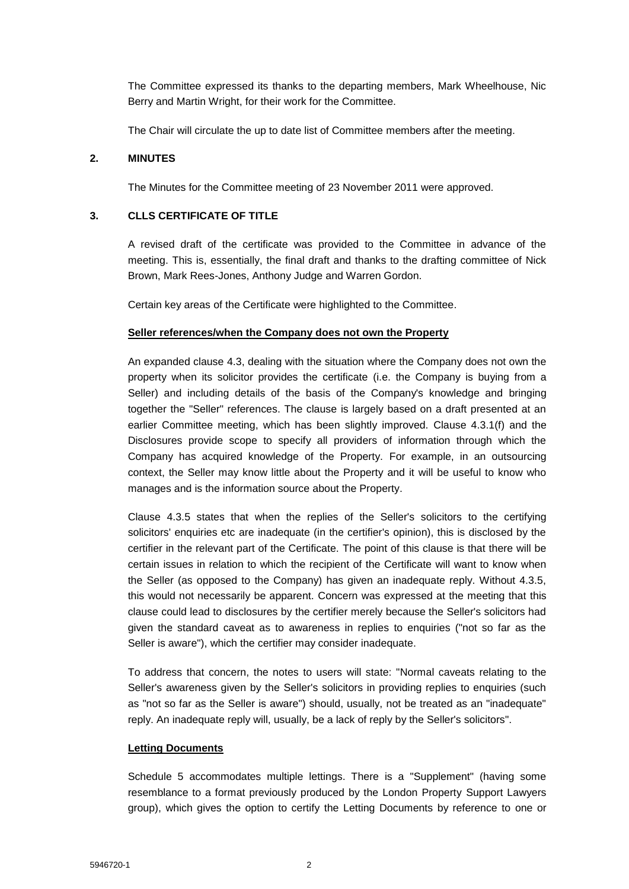The Committee expressed its thanks to the departing members, Mark Wheelhouse, Nic Berry and Martin Wright, for their work for the Committee.

The Chair will circulate the up to date list of Committee members after the meeting.

## 2. MINUTES

The Minutes for the Committee meeting of 23 November 2011 were approved.

## 3. CLLS CERTIFICATE OF TITLE

A revised draft of the certificate was provided to the Committee in advance of the meeting. This is, essentially, the final draft and thanks to the drafting committee of Nick Brown, Mark Rees-Jones, Anthony Judge and Warren Gordon.

Certain key areas of the Certificate were highlighted to the Committee.

**Seller references/when the Company does not own the Property**

An expanded clause 4.3, dealing with the situation where the Company does not own the property when its solicitor provides the certificate (i.e. the Company is buying from a Seller) and including details of the basis of the Company's knowledge and bringing together the "Seller" references. The clause is largely based on a draft presented at an earlier Committee meeting, which has been slightly improved. Clause 4.3.1(f) and the Disclosures provide scope to specify all providers of information through which the Company has acquired knowledge of the Property. For example, in an outsourcing context, the Seller may know little about the Property and it will be useful to know who manages and is the information source about the Property.

Clause 4.3.5 states that when the replies of the Seller's solicitors to the certifying solicitors' enquiries etc are inadequate (in the certifier's opinion), this is disclosed by the certifier in the relevant part of the Certificate. The point of this clause is that there will be certain issues in relation to which the recipient of the Certificate will want to know when the Seller (as opposed to the Company) has given an inadequate reply. Without 4.3.5, this would not necessarily be apparent. Concern was expressed at the meeting that this clause could lead to disclosures by the certifier merely because the Seller's solicitors had given the standard caveat as to awareness in replies to enquiries ("not so far as the Seller is aware"), which the certifier may consider inadequate.

To address that concern, the notes to users will state: "Normal caveats relating to the Seller's awareness given by the Seller's solicitors in providing replies to enquiries (such as "not so far as the Seller is aware") should, usually, not be treated as an "inadequate" reply. An inadequate reply will, usually, be a lack of reply by the Seller's solicitors".

**Letting Documents**

Schedule 5 accommodates multiple lettings. There is a "Supplement" (having some resemblance to a format previously produced by the London Property Support Lawyers group), which gives the option to certify the Letting Documents by reference to one or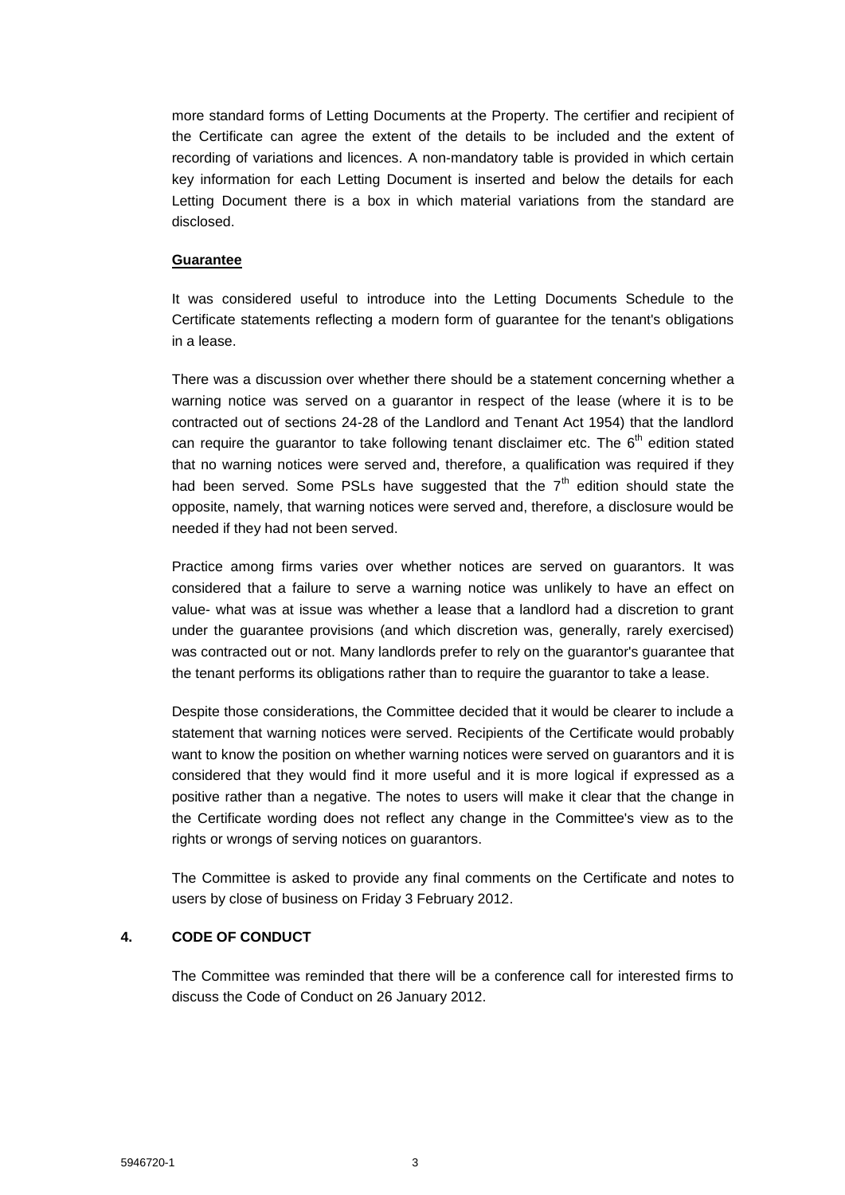more standard forms of Letting Documents at the Property. The certifier and recipient of the Certificate can agree the extent of the details to be included and the extent of recording of variations and licences. A non-mandatory table is provided in which certain key information for each Letting Document is inserted and below the details for each Letting Document there is a box in which material variations from the standard are disclosed.

**Guarantee**

It was considered useful to introduce into the Letting Documents Schedule to the Certificate statements reflecting a modern form of guarantee for the tenant's obligations in a lease.

There was a discussion over whether there should be a statement concerning whether a warning notice was served on a guarantor in respect of the lease (where it is to be contracted out of sections 24-28 of the Landlord and Tenant Act 1954) that the landlord can require the guarantor to take following tenant disclaimer etc. The 6th edition stated that no warning notices were served and, therefore, a qualification was required if they had been served. Some PSLs have suggested that the 7th edition should state the opposite, namely, that warning notices were served and, therefore, a disclosure would be needed if they had not been served.

Practice among firms varies over whether notices are served on guarantors. It was considered that a failure to serve a warning notice was unlikely to have an effect on value- what was at issue was whether a lease that a landlord had a discretion to grant under the guarantee provisions (and which discretion was, generally, rarely exercised) was contracted out or not. Many landlords prefer to rely on the guarantor's guarantee that the tenant performs its obligations rather than to require the guarantor to take a lease.

Despite those considerations, the Committee decided that it would be clearer to include a statement that warning notices were served. Recipients of the Certificate would probably want to know the position on whether warning notices were served on guarantors and it is considered that they would find it more useful and it is more logical if expressed as a positive rather than a negative. The notes to users will make it clear that the change in the Certificate wording does not reflect any change in the Committee's view as to the rights or wrongs of serving notices on guarantors.

The Committee is asked to provide any final comments on the Certificate and notes to users by close of business on Friday 3 February 2012.

## 4. CODE OF CONDUCT

The Committee was reminded that there will be a conference call for interested firms to discuss the Code of Conduct on 26 January 2012.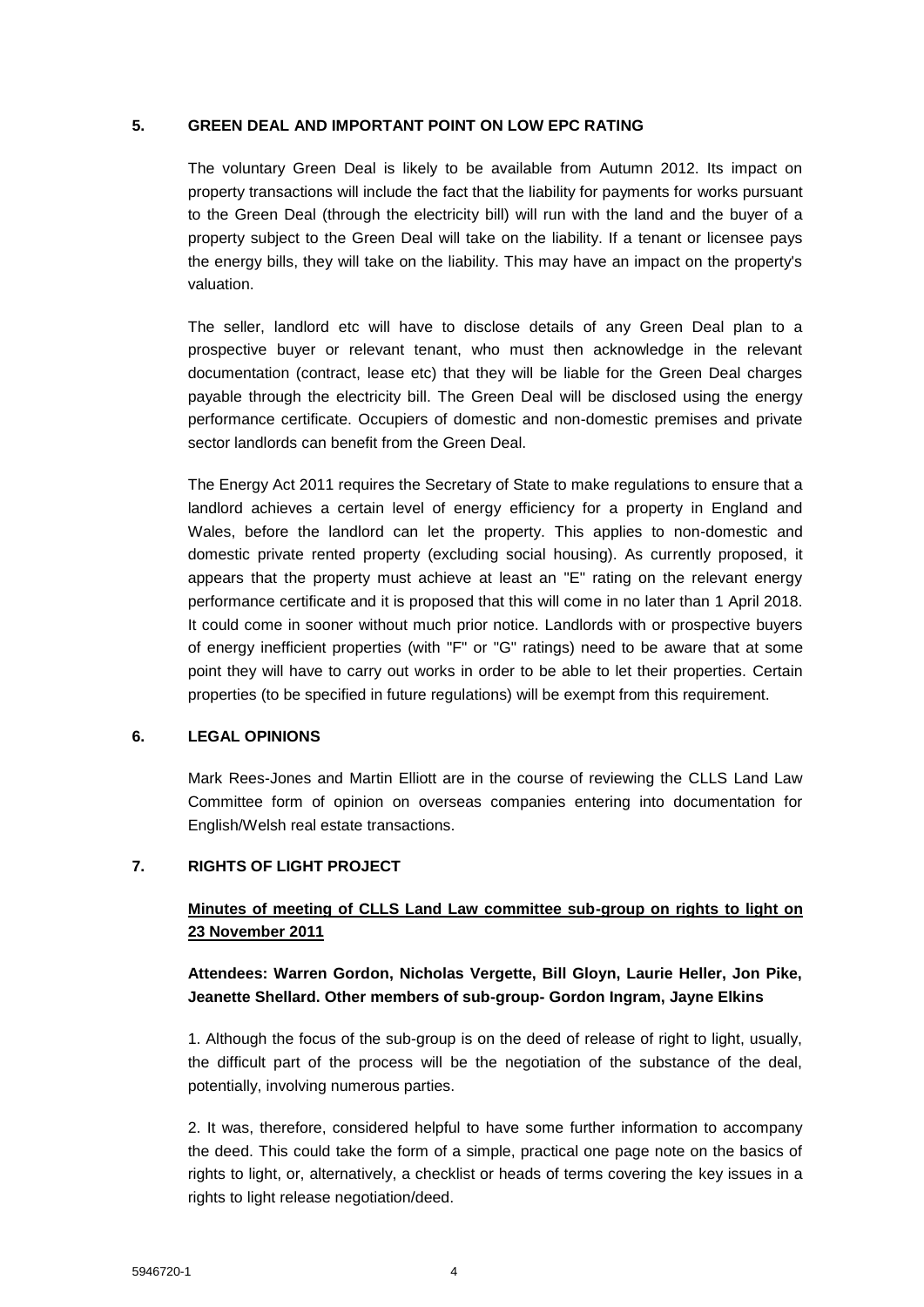## 5. GREEN DEAL AND IMPORTANT POINT ON LOW EPC RATING

The voluntary Green Deal is likely to be available from Autumn 2012. Its impact on property transactions will include the fact that the liability for payments for works pursuant to the Green Deal (through the electricity bill) will run with the land and the buyer of a property subject to the Green Deal will take on the liability. If a tenant or licensee pays the energy bills, they will take on the liability. This may have an impact on the property's valuation.

The seller, landlord etc will have to disclose details of any Green Deal plan to a prospective buyer or relevant tenant, who must then acknowledge in the relevant documentation (contract, lease etc) that they will be liable for the Green Deal charges payable through the electricity bill. The Green Deal will be disclosed using the energy performance certificate. Occupiers of domestic and non-domestic premises and private sector landlords can benefit from the Green Deal.

The Energy Act 2011 requires the Secretary of State to make regulations to ensure that a landlord achieves a certain level of energy efficiency for a property in England and Wales, before the landlord can let the property. This applies to non-domestic and domestic private rented property (excluding social housing). As currently proposed, it appears that the property must achieve at least an "E" rating on the relevant energy performance certificate and it is proposed that this will come in no later than 1 April 2018. It could come in sooner without much prior notice. Landlords with or prospective buyers of energy inefficient properties (with "F" or "G" ratings) need to be aware that at some point they will have to carry out works in order to be able to let their properties. Certain properties (to be specified in future regulations) will be exempt from this requirement.

## 6. LEGAL OPINIONS

Mark Rees-Jones and Martin Elliott are in the course of reviewing the CLLS Land Law Committee form of opinion on overseas companies entering into documentation for English/Welsh real estate transactions.

## 7. RIGHTS OF LIGHT PROJECT

**Minutes of meeting of CLLS Land Law committee sub-group on rights to light on 23 November 2011**

**Attendees: Warren Gordon, Nicholas Vergette, Bill Gloyn, Laurie Heller, Jon Pike, Jeanette Shellard. Other members of sub-group- Gordon Ingram, Jayne Elkins**

1. Although the focus of the sub-group is on the deed of release of right to light, usually, the difficult part of the process will be the negotiation of the substance of the deal, potentially, involving numerous parties.

2. It was, therefore, considered helpful to have some further information to accompany the deed. This could take the form of a simple, practical one page note on the basics of rights to light, or, alternatively, a checklist or heads of terms covering the key issues in a rights to light release negotiation/deed.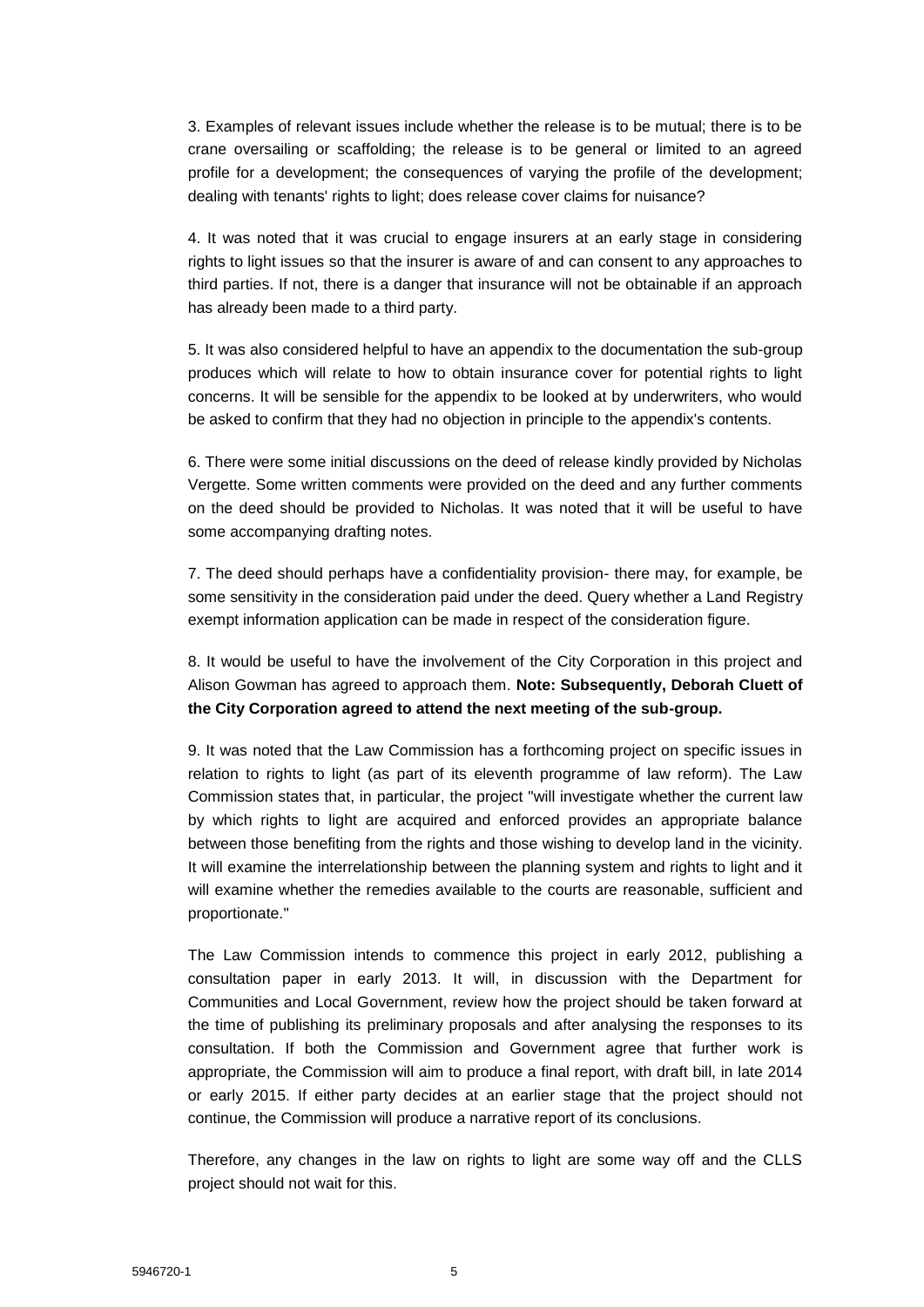3. Examples of relevant issues include whether the release is to be mutual; there is to be crane oversailing or scaffolding; the release is to be general or limited to an agreed profile for a development; the consequences of varying the profile of the development; dealing with tenants' rights to light; does release cover claims for nuisance?

4. It was noted that it was crucial to engage insurers at an early stage in considering rights to light issues so that the insurer is aware of and can consent to any approaches to third parties. If not, there is a danger that insurance will not be obtainable if an approach has already been made to a third party.

5. It was also considered helpful to have an appendix to the documentation the sub-group produces which will relate to how to obtain insurance cover for potential rights to light concerns. It will be sensible for the appendix to be looked at by underwriters, who would be asked to confirm that they had no objection in principle to the appendix's contents.

6. There were some initial discussions on the deed of release kindly provided by Nicholas Vergette. Some written comments were provided on the deed and any further comments on the deed should be provided to Nicholas. It was noted that it will be useful to have some accompanying drafting notes.

7. The deed should perhaps have a confidentiality provision- there may, for example, be some sensitivity in the consideration paid under the deed. Query whether a Land Registry exempt information application can be made in respect of the consideration figure.

8. It would be useful to have the involvement of the City Corporation in this project and Alison Gowman has agreed to approach them. **Note: Subsequently, Deborah Cluett of the City Corporation agreed to attend the next meeting of the sub-group.**

9. It was noted that the Law Commission has a forthcoming project on specific issues in relation to rights to light (as part of its eleventh programme of law reform). The Law Commission states that, in particular, the project "will investigate whether the current law by which rights to light are acquired and enforced provides an appropriate balance between those benefiting from the rights and those wishing to develop land in the vicinity. It will examine the interrelationship between the planning system and rights to light and it will examine whether the remedies available to the courts are reasonable, sufficient and proportionate."

The Law Commission intends to commence this project in early 2012, publishing a consultation paper in early 2013. It will, in discussion with the Department for Communities and Local Government, review how the project should be taken forward at the time of publishing its preliminary proposals and after analysing the responses to its consultation. If both the Commission and Government agree that further work is appropriate, the Commission will aim to produce a final report, with draft bill, in late 2014 or early 2015. If either party decides at an earlier stage that the project should not continue, the Commission will produce a narrative report of its conclusions.

Therefore, any changes in the law on rights to light are some way off and the CLLS project should not wait for this.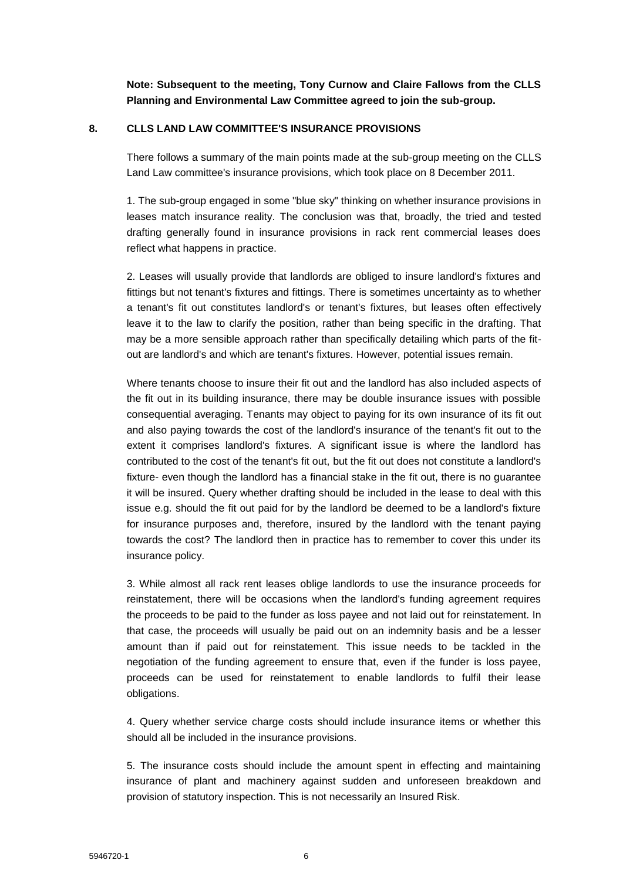**Note: Subsequent to the meeting, Tony Curnow and Claire Fallows from the CLLS Planning and Environmental Law Committee agreed to join the sub-group.**

## 8. CLLS LAND LAW COMMITTEE'S INSURANCE PROVISIONS

There follows a summary of the main points made at the sub-group meeting on the CLLS Land Law committee's insurance provisions, which took place on 8 December 2011.

1. The sub-group engaged in some "blue sky" thinking on whether insurance provisions in leases match insurance reality. The conclusion was that, broadly, the tried and tested drafting generally found in insurance provisions in rack rent commercial leases does reflect what happens in practice.

2. Leases will usually provide that landlords are obliged to insure landlord's fixtures and fittings but not tenant's fixtures and fittings. There is sometimes uncertainty as to whether a tenant's fit out constitutes landlord's or tenant's fixtures, but leases often effectively leave it to the law to clarify the position, rather than being specific in the drafting. That may be a more sensible approach rather than specifically detailing which parts of the fit-out are landlord's and which are tenant's fixtures. However, potential issues remain.

Where tenants choose to insure their fit out and the landlord has also included aspects of the fit out in its building insurance, there may be double insurance issues with possible consequential averaging. Tenants may object to paying for its own insurance of its fit out and also paying towards the cost of the landlord's insurance of the tenant's fit out to the extent it comprises landlord's fixtures. A significant issue is where the landlord has contributed to the cost of the tenant's fit out, but the fit out does not constitute a landlord's fixture- even though the landlord has a financial stake in the fit out, there is no guarantee it will be insured. Query whether drafting should be included in the lease to deal with this issue e.g. should the fit out paid for by the landlord be deemed to be a landlord's fixture for insurance purposes and, therefore, insured by the landlord with the tenant paying towards the cost? The landlord then in practice has to remember to cover this under its insurance policy.

3. While almost all rack rent leases oblige landlords to use the insurance proceeds for reinstatement, there will be occasions when the landlord's funding agreement requires the proceeds to be paid to the funder as loss payee and not laid out for reinstatement. In that case, the proceeds will usually be paid out on an indemnity basis and be a lesser amount than if paid out for reinstatement. This issue needs to be tackled in the negotiation of the funding agreement to ensure that, even if the funder is loss payee, proceeds can be used for reinstatement to enable landlords to fulfil their lease obligations.

4. Query whether service charge costs should include insurance items or whether this should all be included in the insurance provisions.

5. The insurance costs should include the amount spent in effecting and maintaining insurance of plant and machinery against sudden and unforeseen breakdown and provision of statutory inspection. This is not necessarily an Insured Risk.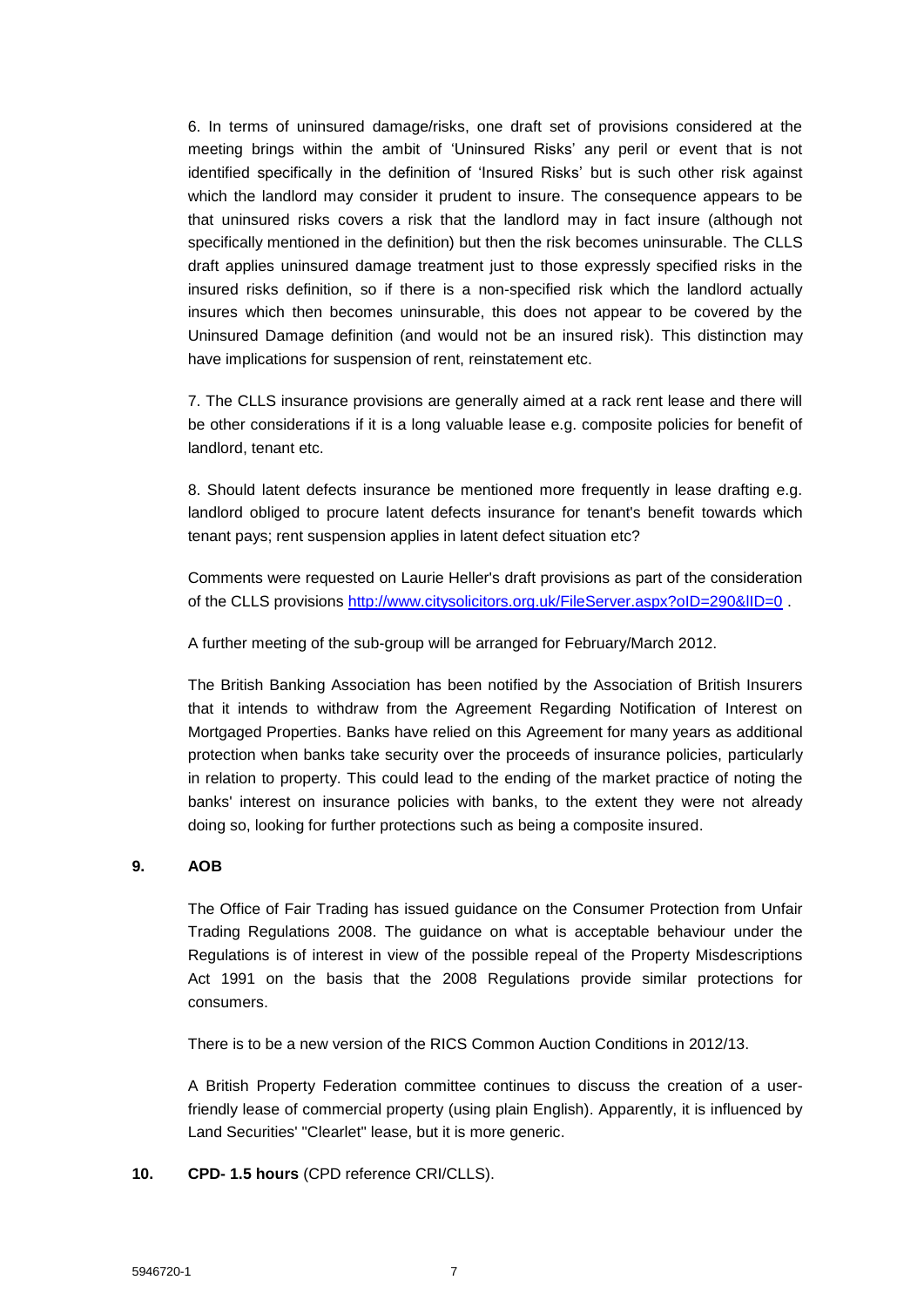6. In terms of uninsured damage/risks, one draft set of provisions considered at the meeting brings within the ambit of 'Uninsured Risks' any peril or event that is not identified specifically in the definition of 'Insured Risks' but is such other risk against which the landlord may consider it prudent to insure. The consequence appears to be that uninsured risks covers a risk that the landlord may in fact insure (although not specifically mentioned in the definition) but then the risk becomes uninsurable. The CLLS draft applies uninsured damage treatment just to those expressly specified risks in the insured risks definition, so if there is a non-specified risk which the landlord actually insures which then becomes uninsurable, this does not appear to be covered by the Uninsured Damage definition (and would not be an insured risk). This distinction may have implications for suspension of rent, reinstatement etc.

7. The CLLS insurance provisions are generally aimed at a rack rent lease and there will be other considerations if it is a long valuable lease e.g. composite policies for benefit of landlord, tenant etc.

8. Should latent defects insurance be mentioned more frequently in lease drafting e.g. landlord obliged to procure latent defects insurance for tenant's benefit towards which tenant pays; rent suspension applies in latent defect situation etc?

Comments were requested on Laurie Heller's draft provisions as part of the consideration of the CLLS provisions [http://www.citysolicitors.org.uk/FileServer.aspx?oID=290&lID=0](http://www.citysolicitors.org.uk/FileServer.aspx?oID=290&lID=0) .

A further meeting of the sub-group will be arranged for February/March 2012.

The British Banking Association has been notified by the Association of British Insurers that it intends to withdraw from the Agreement Regarding Notification of Interest on Mortgaged Properties. Banks have relied on this Agreement for many years as additional protection when banks take security over the proceeds of insurance policies, particularly in relation to property. This could lead to the ending of the market practice of noting the banks' interest on insurance policies with banks, to the extent they were not already doing so, looking for further protections such as being a composite insured.

## 9. AOB

The Office of Fair Trading has issued guidance on the Consumer Protection from Unfair Trading Regulations 2008. The guidance on what is acceptable behaviour under the Regulations is of interest in view of the possible repeal of the Property Misdescriptions Act 1991 on the basis that the 2008 Regulations provide similar protections for consumers.

There is to be a new version of the RICS Common Auction Conditions in 2012/13.

A British Property Federation committee continues to discuss the creation of a user-friendly lease of commercial property (using plain English). Apparently, it is influenced by Land Securities' "Clearlet" lease, but it is more generic.

## 10. CPD- 1.5 hours (CPD reference CRI/CLLS).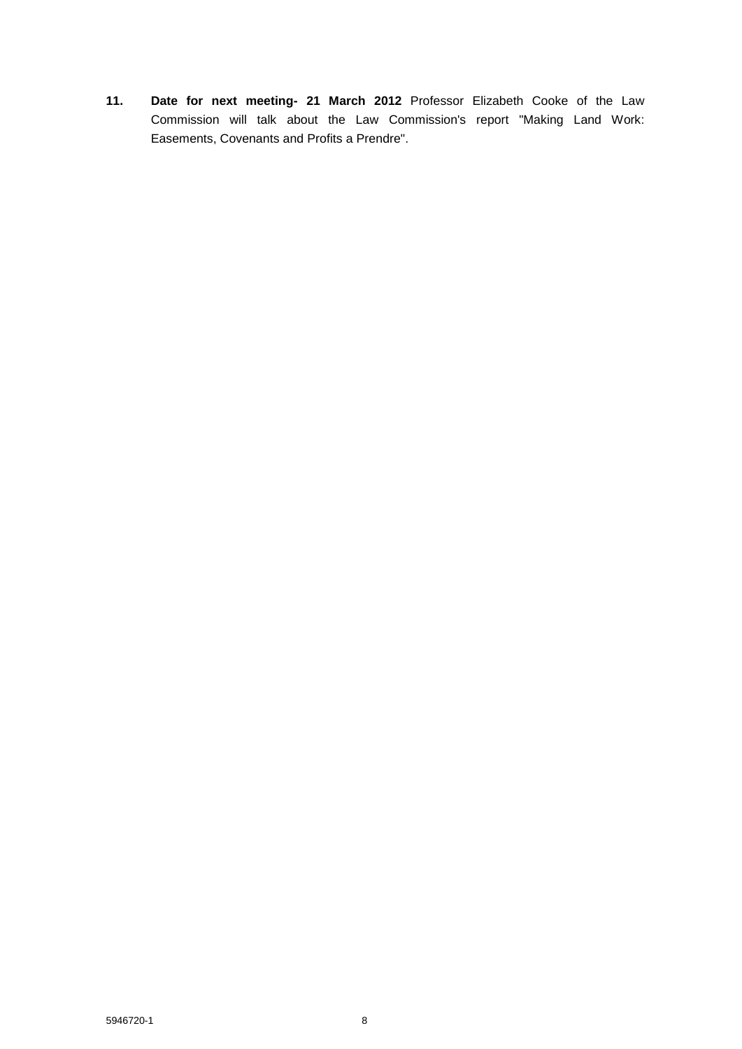**11. Date for next meeting- 21 March 2012** Professor Elizabeth Cooke of the Law Commission will talk about the Law Commission's report "Making Land Work: Easements, Covenants and Profits a Prendre".

5946720-1